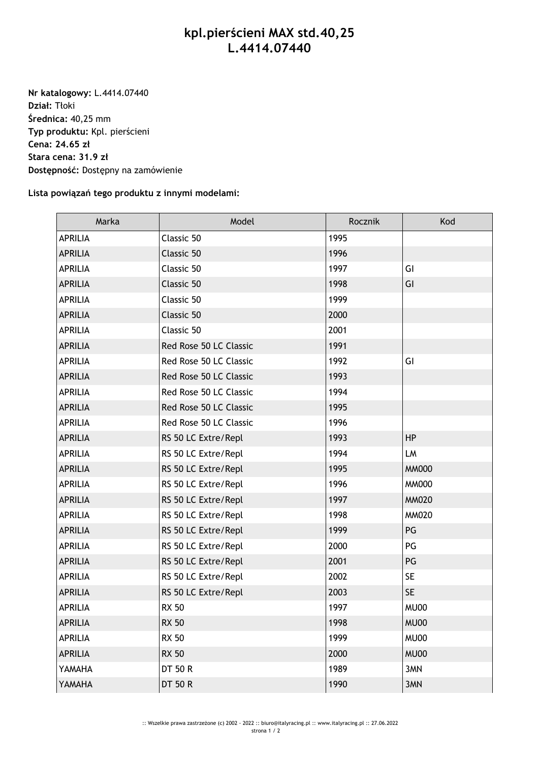# kpl.pierścieni MAX std.40,25
# L.4414.07440

**Nr katalogowy:** L.4414.07440
**Dział:** Tłoki
**Średnica:** 40,25 mm
**Typ produktu:** Kpl. pierścieni
**Cena: 24.65 zł**
**Stara cena: 31.9 zł**
**Dostępność:** Dostępny na zamówienie

**Lista powiązań tego produktu z innymi modelami:**

| Marka | Model | Rocznik | Kod |
|---|---|---|---|
| APRILIA | Classic 50 | 1995 | |
| APRILIA | Classic 50 | 1996 | |
| APRILIA | Classic 50 | 1997 | GI |
| APRILIA | Classic 50 | 1998 | GI |
| APRILIA | Classic 50 | 1999 | |
| APRILIA | Classic 50 | 2000 | |
| APRILIA | Classic 50 | 2001 | |
| APRILIA | Red Rose 50 LC Classic | 1991 | |
| APRILIA | Red Rose 50 LC Classic | 1992 | GI |
| APRILIA | Red Rose 50 LC Classic | 1993 | |
| APRILIA | Red Rose 50 LC Classic | 1994 | |
| APRILIA | Red Rose 50 LC Classic | 1995 | |
| APRILIA | Red Rose 50 LC Classic | 1996 | |
| APRILIA | RS 50 LC Extre/Repl | 1993 | HP |
| APRILIA | RS 50 LC Extre/Repl | 1994 | LM |
| APRILIA | RS 50 LC Extre/Repl | 1995 | MM000 |
| APRILIA | RS 50 LC Extre/Repl | 1996 | MM000 |
| APRILIA | RS 50 LC Extre/Repl | 1997 | MM020 |
| APRILIA | RS 50 LC Extre/Repl | 1998 | MM020 |
| APRILIA | RS 50 LC Extre/Repl | 1999 | PG |
| APRILIA | RS 50 LC Extre/Repl | 2000 | PG |
| APRILIA | RS 50 LC Extre/Repl | 2001 | PG |
| APRILIA | RS 50 LC Extre/Repl | 2002 | SE |
| APRILIA | RS 50 LC Extre/Repl | 2003 | SE |
| APRILIA | RX 50 | 1997 | MU00 |
| APRILIA | RX 50 | 1998 | MU00 |
| APRILIA | RX 50 | 1999 | MU00 |
| APRILIA | RX 50 | 2000 | MU00 |
| YAMAHA | DT 50 R | 1989 | 3MN |
| YAMAHA | DT 50 R | 1990 | 3MN |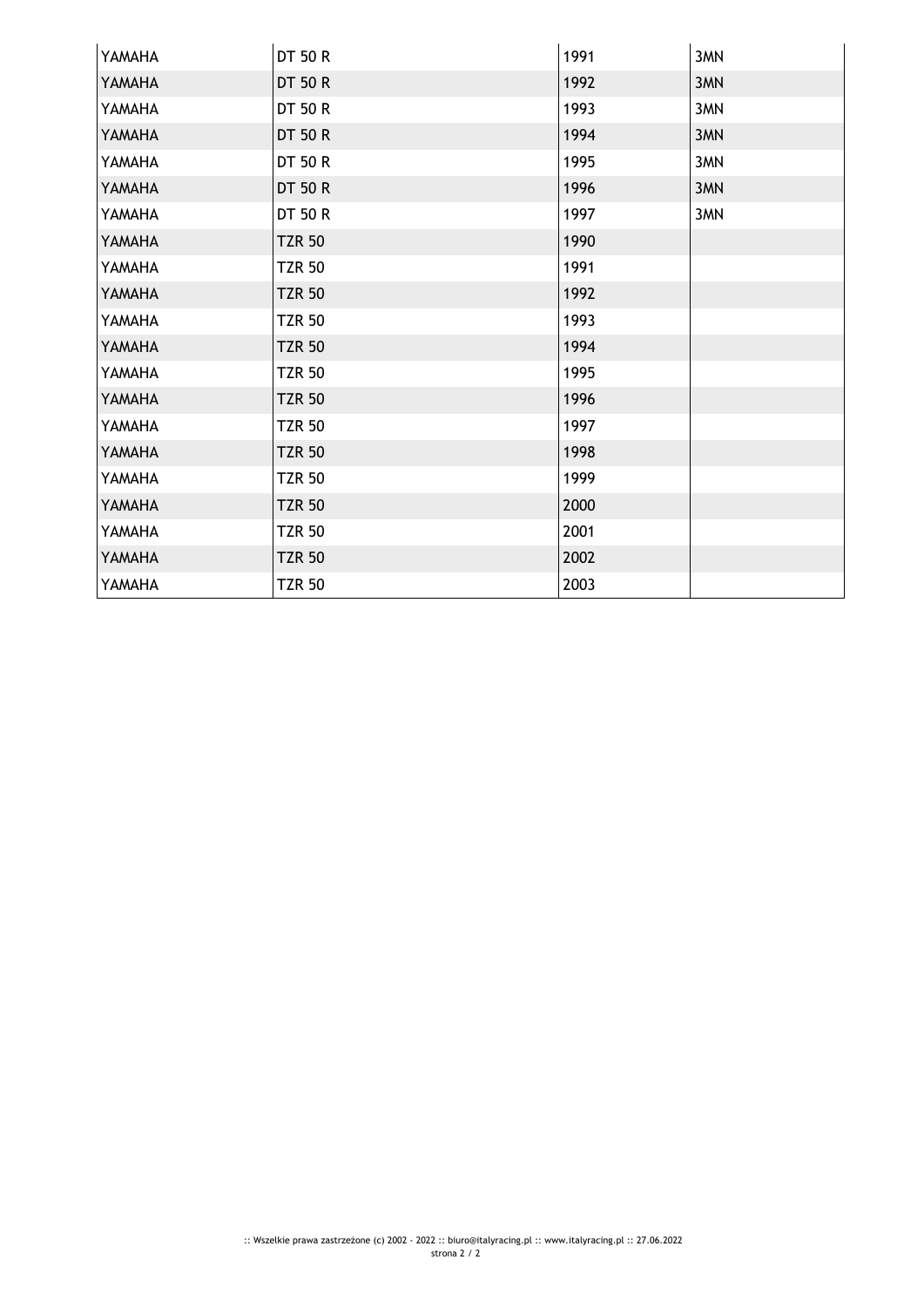| | | | |
|---|---|---|---|
| YAMAHA | DT 50 R | 1991 | 3MN |
| YAMAHA | DT 50 R | 1992 | 3MN |
| YAMAHA | DT 50 R | 1993 | 3MN |
| YAMAHA | DT 50 R | 1994 | 3MN |
| YAMAHA | DT 50 R | 1995 | 3MN |
| YAMAHA | DT 50 R | 1996 | 3MN |
| YAMAHA | DT 50 R | 1997 | 3MN |
| YAMAHA | TZR 50 | 1990 | |
| YAMAHA | TZR 50 | 1991 | |
| YAMAHA | TZR 50 | 1992 | |
| YAMAHA | TZR 50 | 1993 | |
| YAMAHA | TZR 50 | 1994 | |
| YAMAHA | TZR 50 | 1995 | |
| YAMAHA | TZR 50 | 1996 | |
| YAMAHA | TZR 50 | 1997 | |
| YAMAHA | TZR 50 | 1998 | |
| YAMAHA | TZR 50 | 1999 | |
| YAMAHA | TZR 50 | 2000 | |
| YAMAHA | TZR 50 | 2001 | |
| YAMAHA | TZR 50 | 2002 | |
| YAMAHA | TZR 50 | 2003 | |